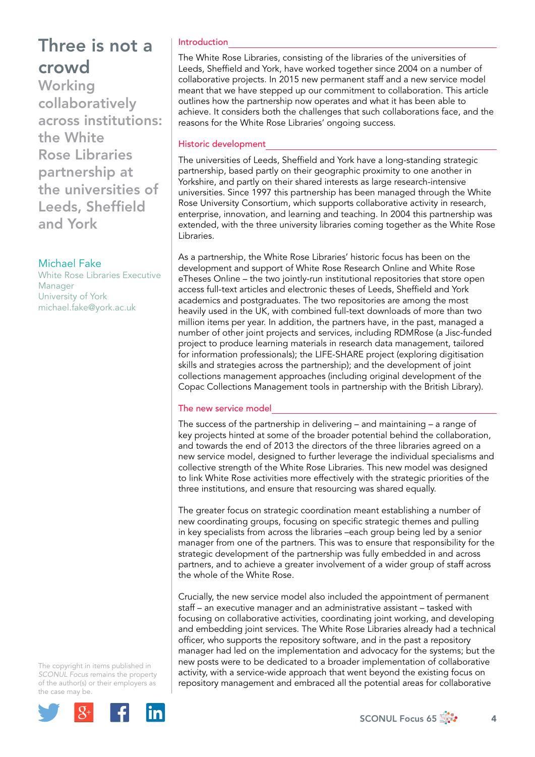# Three is not a crowd

## Working collaboratively across institutions: the White Rose Libraries partnership at the universities of Leeds, Sheffield and York

Michael Fake
White Rose Libraries Executive Manager
University of York
michael.fake@york.ac.uk

The copyright in items published in *SCONUL Focus* remains the property of the author(s) or their employers as the case may be.

### Introduction

The White Rose Libraries, consisting of the libraries of the universities of Leeds, Sheffield and York, have worked together since 2004 on a number of collaborative projects. In 2015 new permanent staff and a new service model meant that we have stepped up our commitment to collaboration. This article outlines how the partnership now operates and what it has been able to achieve. It considers both the challenges that such collaborations face, and the reasons for the White Rose Libraries' ongoing success.

### Historic development

The universities of Leeds, Sheffield and York have a long-standing strategic partnership, based partly on their geographic proximity to one another in Yorkshire, and partly on their shared interests as large research-intensive universities. Since 1997 this partnership has been managed through the White Rose University Consortium, which supports collaborative activity in research, enterprise, innovation, and learning and teaching. In 2004 this partnership was extended, with the three university libraries coming together as the White Rose Libraries.

As a partnership, the White Rose Libraries' historic focus has been on the development and support of White Rose Research Online and White Rose eTheses Online – the two jointly-run institutional repositories that store open access full-text articles and electronic theses of Leeds, Sheffield and York academics and postgraduates. The two repositories are among the most heavily used in the UK, with combined full-text downloads of more than two million items per year. In addition, the partners have, in the past, managed a number of other joint projects and services, including RDMRose (a Jisc-funded project to produce learning materials in research data management, tailored for information professionals); the LIFE-SHARE project (exploring digitisation skills and strategies across the partnership); and the development of joint collections management approaches (including original development of the Copac Collections Management tools in partnership with the British Library).

### The new service model

The success of the partnership in delivering – and maintaining – a range of key projects hinted at some of the broader potential behind the collaboration, and towards the end of 2013 the directors of the three libraries agreed on a new service model, designed to further leverage the individual specialisms and collective strength of the White Rose Libraries. This new model was designed to link White Rose activities more effectively with the strategic priorities of the three institutions, and ensure that resourcing was shared equally.

The greater focus on strategic coordination meant establishing a number of new coordinating groups, focusing on specific strategic themes and pulling in key specialists from across the libraries –each group being led by a senior manager from one of the partners. This was to ensure that responsibility for the strategic development of the partnership was fully embedded in and across partners, and to achieve a greater involvement of a wider group of staff across the whole of the White Rose.

Crucially, the new service model also included the appointment of permanent staff – an executive manager and an administrative assistant – tasked with focusing on collaborative activities, coordinating joint working, and developing and embedding joint services. The White Rose Libraries already had a technical officer, who supports the repository software, and in the past a repository manager had led on the implementation and advocacy for the systems; but the new posts were to be dedicated to a broader implementation of collaborative activity, with a service-wide approach that went beyond the existing focus on repository management and embraced all the potential areas for collaborative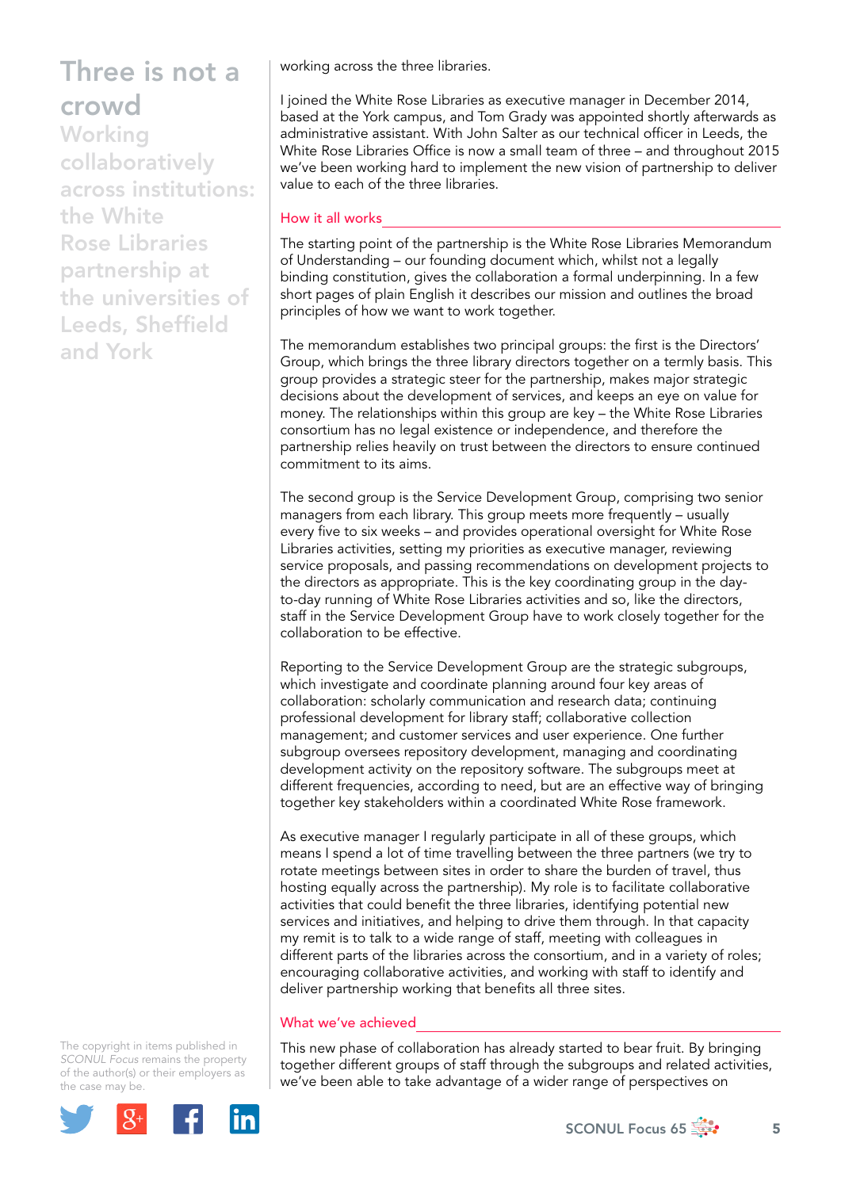# Three is not a crowd

## Working collaboratively across institutions: the White Rose Libraries partnership at the universities of Leeds, Sheffield and York

The copyright in items published in *SCONUL Focus* remains the property of the author(s) or their employers as the case may be.

working across the three libraries.

I joined the White Rose Libraries as executive manager in December 2014, based at the York campus, and Tom Grady was appointed shortly afterwards as administrative assistant. With John Salter as our technical officer in Leeds, the White Rose Libraries Office is now a small team of three – and throughout 2015 we've been working hard to implement the new vision of partnership to deliver value to each of the three libraries.

### How it all works

The starting point of the partnership is the White Rose Libraries Memorandum of Understanding – our founding document which, whilst not a legally binding constitution, gives the collaboration a formal underpinning. In a few short pages of plain English it describes our mission and outlines the broad principles of how we want to work together.

The memorandum establishes two principal groups: the first is the Directors' Group, which brings the three library directors together on a termly basis. This group provides a strategic steer for the partnership, makes major strategic decisions about the development of services, and keeps an eye on value for money. The relationships within this group are key – the White Rose Libraries consortium has no legal existence or independence, and therefore the partnership relies heavily on trust between the directors to ensure continued commitment to its aims.

The second group is the Service Development Group, comprising two senior managers from each library. This group meets more frequently – usually every five to six weeks – and provides operational oversight for White Rose Libraries activities, setting my priorities as executive manager, reviewing service proposals, and passing recommendations on development projects to the directors as appropriate. This is the key coordinating group in the day-to-day running of White Rose Libraries activities and so, like the directors, staff in the Service Development Group have to work closely together for the collaboration to be effective.

Reporting to the Service Development Group are the strategic subgroups, which investigate and coordinate planning around four key areas of collaboration: scholarly communication and research data; continuing professional development for library staff; collaborative collection management; and customer services and user experience. One further subgroup oversees repository development, managing and coordinating development activity on the repository software. The subgroups meet at different frequencies, according to need, but are an effective way of bringing together key stakeholders within a coordinated White Rose framework.

As executive manager I regularly participate in all of these groups, which means I spend a lot of time travelling between the three partners (we try to rotate meetings between sites in order to share the burden of travel, thus hosting equally across the partnership). My role is to facilitate collaborative activities that could benefit the three libraries, identifying potential new services and initiatives, and helping to drive them through. In that capacity my remit is to talk to a wide range of staff, meeting with colleagues in different parts of the libraries across the consortium, and in a variety of roles; encouraging collaborative activities, and working with staff to identify and deliver partnership working that benefits all three sites.

### What we've achieved

This new phase of collaboration has already started to bear fruit. By bringing together different groups of staff through the subgroups and related activities, we've been able to take advantage of a wider range of perspectives on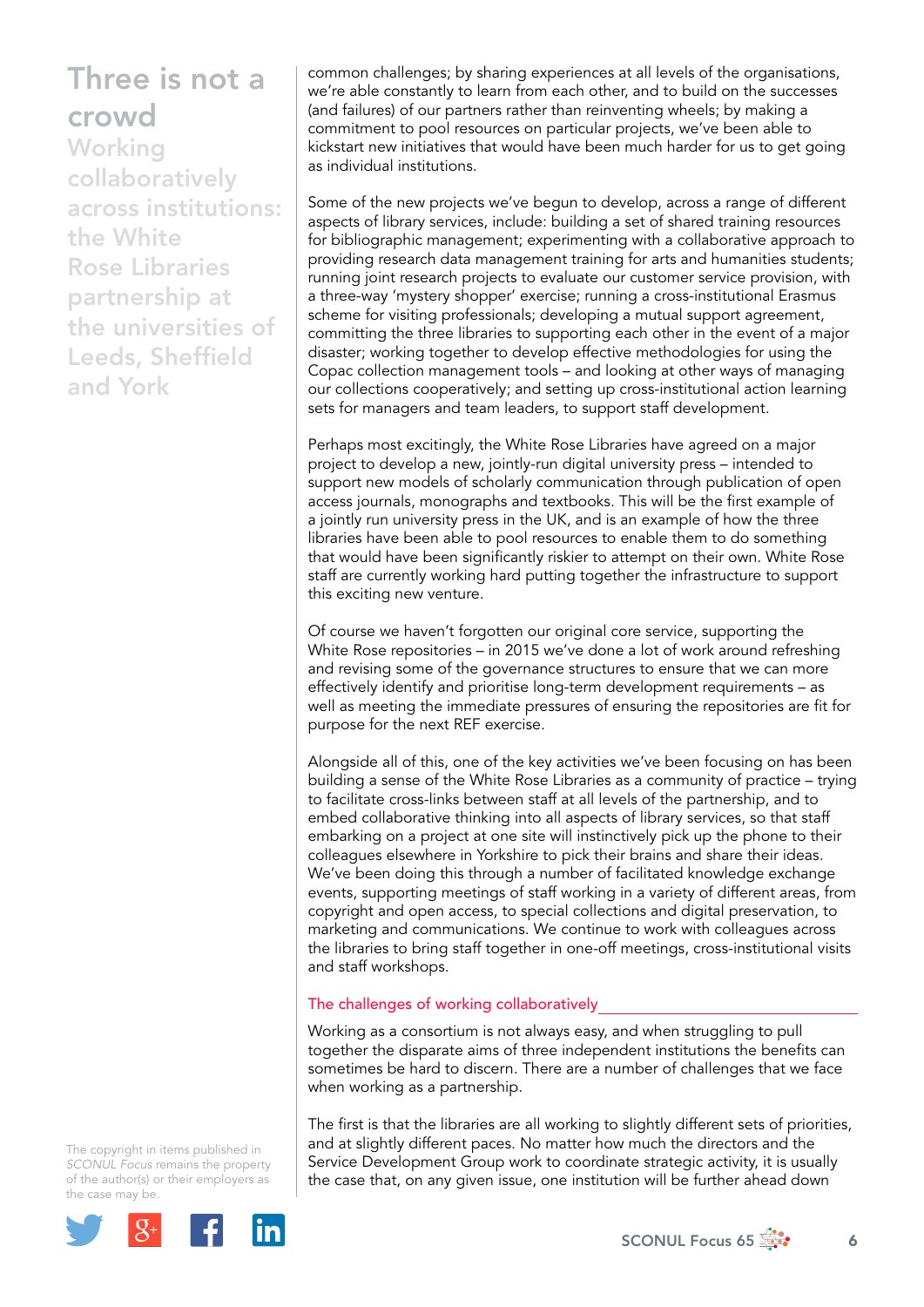# Three is not a crowd

## Working collaboratively across institutions: the White Rose Libraries partnership at the universities of Leeds, Sheffield and York

common challenges; by sharing experiences at all levels of the organisations, we're able constantly to learn from each other, and to build on the successes (and failures) of our partners rather than reinventing wheels; by making a commitment to pool resources on particular projects, we've been able to kickstart new initiatives that would have been much harder for us to get going as individual institutions.

Some of the new projects we've begun to develop, across a range of different aspects of library services, include: building a set of shared training resources for bibliographic management; experimenting with a collaborative approach to providing research data management training for arts and humanities students; running joint research projects to evaluate our customer service provision, with a three-way 'mystery shopper' exercise; running a cross-institutional Erasmus scheme for visiting professionals; developing a mutual support agreement, committing the three libraries to supporting each other in the event of a major disaster; working together to develop effective methodologies for using the Copac collection management tools – and looking at other ways of managing our collections cooperatively; and setting up cross-institutional action learning sets for managers and team leaders, to support staff development.

Perhaps most excitingly, the White Rose Libraries have agreed on a major project to develop a new, jointly-run digital university press – intended to support new models of scholarly communication through publication of open access journals, monographs and textbooks. This will be the first example of a jointly run university press in the UK, and is an example of how the three libraries have been able to pool resources to enable them to do something that would have been significantly riskier to attempt on their own. White Rose staff are currently working hard putting together the infrastructure to support this exciting new venture.

Of course we haven't forgotten our original core service, supporting the White Rose repositories – in 2015 we've done a lot of work around refreshing and revising some of the governance structures to ensure that we can more effectively identify and prioritise long-term development requirements – as well as meeting the immediate pressures of ensuring the repositories are fit for purpose for the next REF exercise.

Alongside all of this, one of the key activities we've been focusing on has been building a sense of the White Rose Libraries as a community of practice – trying to facilitate cross-links between staff at all levels of the partnership, and to embed collaborative thinking into all aspects of library services, so that staff embarking on a project at one site will instinctively pick up the phone to their colleagues elsewhere in Yorkshire to pick their brains and share their ideas. We've been doing this through a number of facilitated knowledge exchange events, supporting meetings of staff working in a variety of different areas, from copyright and open access, to special collections and digital preservation, to marketing and communications. We continue to work with colleagues across the libraries to bring staff together in one-off meetings, cross-institutional visits and staff workshops.

### The challenges of working collaboratively

Working as a consortium is not always easy, and when struggling to pull together the disparate aims of three independent institutions the benefits can sometimes be hard to discern. There are a number of challenges that we face when working as a partnership.

The first is that the libraries are all working to slightly different sets of priorities, and at slightly different paces. No matter how much the directors and the Service Development Group work to coordinate strategic activity, it is usually the case that, on any given issue, one institution will be further ahead down

The copyright in items published in *SCONUL Focus* remains the property of the author(s) or their employers as the case may be.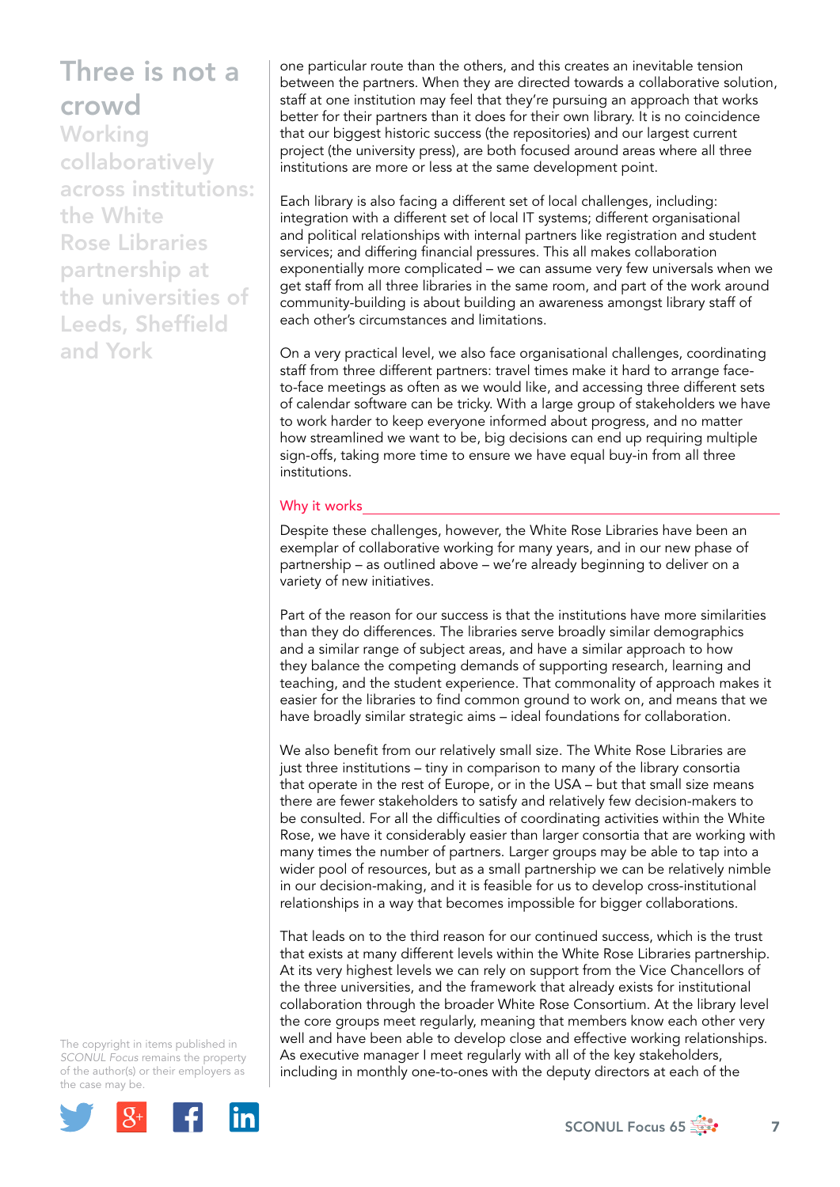# Three is not a crowd

## Working collaboratively across institutions: the White Rose Libraries partnership at the universities of Leeds, Sheffield and York

The copyright in items published in *SCONUL Focus* remains the property of the author(s) or their employers as the case may be.

one particular route than the others, and this creates an inevitable tension between the partners. When they are directed towards a collaborative solution, staff at one institution may feel that they're pursuing an approach that works better for their partners than it does for their own library. It is no coincidence that our biggest historic success (the repositories) and our largest current project (the university press), are both focused around areas where all three institutions are more or less at the same development point.

Each library is also facing a different set of local challenges, including: integration with a different set of local IT systems; different organisational and political relationships with internal partners like registration and student services; and differing financial pressures. This all makes collaboration exponentially more complicated – we can assume very few universals when we get staff from all three libraries in the same room, and part of the work around community-building is about building an awareness amongst library staff of each other's circumstances and limitations.

On a very practical level, we also face organisational challenges, coordinating staff from three different partners: travel times make it hard to arrange face-to-face meetings as often as we would like, and accessing three different sets of calendar software can be tricky. With a large group of stakeholders we have to work harder to keep everyone informed about progress, and no matter how streamlined we want to be, big decisions can end up requiring multiple sign-offs, taking more time to ensure we have equal buy-in from all three institutions.

### Why it works

Despite these challenges, however, the White Rose Libraries have been an exemplar of collaborative working for many years, and in our new phase of partnership – as outlined above – we're already beginning to deliver on a variety of new initiatives.

Part of the reason for our success is that the institutions have more similarities than they do differences. The libraries serve broadly similar demographics and a similar range of subject areas, and have a similar approach to how they balance the competing demands of supporting research, learning and teaching, and the student experience. That commonality of approach makes it easier for the libraries to find common ground to work on, and means that we have broadly similar strategic aims – ideal foundations for collaboration.

We also benefit from our relatively small size. The White Rose Libraries are just three institutions – tiny in comparison to many of the library consortia that operate in the rest of Europe, or in the USA – but that small size means there are fewer stakeholders to satisfy and relatively few decision-makers to be consulted. For all the difficulties of coordinating activities within the White Rose, we have it considerably easier than larger consortia that are working with many times the number of partners. Larger groups may be able to tap into a wider pool of resources, but as a small partnership we can be relatively nimble in our decision-making, and it is feasible for us to develop cross-institutional relationships in a way that becomes impossible for bigger collaborations.

That leads on to the third reason for our continued success, which is the trust that exists at many different levels within the White Rose Libraries partnership. At its very highest levels we can rely on support from the Vice Chancellors of the three universities, and the framework that already exists for institutional collaboration through the broader White Rose Consortium. At the library level the core groups meet regularly, meaning that members know each other very well and have been able to develop close and effective working relationships. As executive manager I meet regularly with all of the key stakeholders, including in monthly one-to-ones with the deputy directors at each of the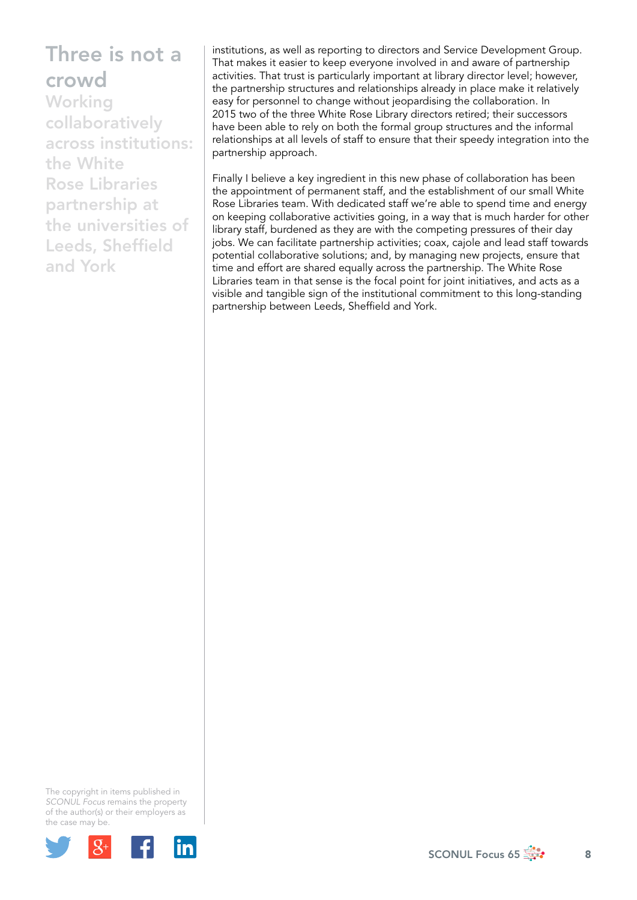institutions, as well as reporting to directors and Service Development Group. That makes it easier to keep everyone involved in and aware of partnership activities. That trust is particularly important at library director level; however, the partnership structures and relationships already in place make it relatively easy for personnel to change without jeopardising the collaboration. In 2015 two of the three White Rose Library directors retired; their successors have been able to rely on both the formal group structures and the informal relationships at all levels of staff to ensure that their speedy integration into the partnership approach.

Finally I believe a key ingredient in this new phase of collaboration has been the appointment of permanent staff, and the establishment of our small White Rose Libraries team. With dedicated staff we're able to spend time and energy on keeping collaborative activities going, in a way that is much harder for other library staff, burdened as they are with the competing pressures of their day jobs. We can facilitate partnership activities; coax, cajole and lead staff towards potential collaborative solutions; and, by managing new projects, ensure that time and effort are shared equally across the partnership. The White Rose Libraries team in that sense is the focal point for joint initiatives, and acts as a visible and tangible sign of the institutional commitment to this long-standing partnership between Leeds, Sheffield and York.

The copyright in items published in *SCONUL Focus* remains the property of the author(s) or their employers as the case may be.